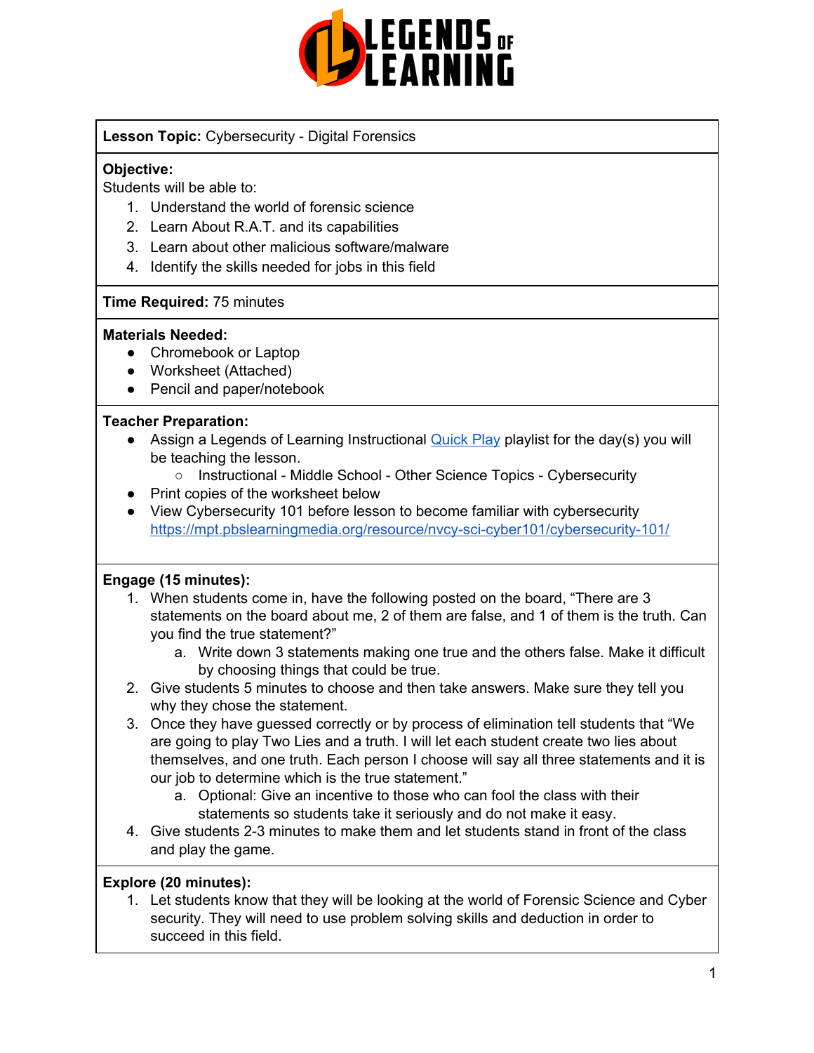**Lesson Topic:** Cybersecurity - Digital Forensics

**Objective:**
Students will be able to:
1. Understand the world of forensic science
2. Learn About R.A.T. and its capabilities
3. Learn about other malicious software/malware
4. Identify the skills needed for jobs in this field

**Time Required:** 75 minutes

**Materials Needed:**
- Chromebook or Laptop
- Worksheet (Attached)
- Pencil and paper/notebook

**Teacher Preparation:**
- Assign a Legends of Learning Instructional [Quick Play](#) playlist for the day(s) you will be teaching the lesson.
  - Instructional - Middle School - Other Science Topics - Cybersecurity
- Print copies of the worksheet below
- View Cybersecurity 101 before lesson to become familiar with cybersecurity https://mpt.pbslearningmedia.org/resource/nvcy-sci-cyber101/cybersecurity-101/

**Engage (15 minutes):**
1. When students come in, have the following posted on the board, "There are 3 statements on the board about me, 2 of them are false, and 1 of them is the truth. Can you find the true statement?"
   a. Write down 3 statements making one true and the others false. Make it difficult by choosing things that could be true.
2. Give students 5 minutes to choose and then take answers. Make sure they tell you why they chose the statement.
3. Once they have guessed correctly or by process of elimination tell students that "We are going to play Two Lies and a truth. I will let each student create two lies about themselves, and one truth. Each person I choose will say all three statements and it is our job to determine which is the true statement."
   a. Optional: Give an incentive to those who can fool the class with their statements so students take it seriously and do not make it easy.
4. Give students 2-3 minutes to make them and let students stand in front of the class and play the game.

**Explore (20 minutes):**
1. Let students know that they will be looking at the world of Forensic Science and Cyber security. They will need to use problem solving skills and deduction in order to succeed in this field.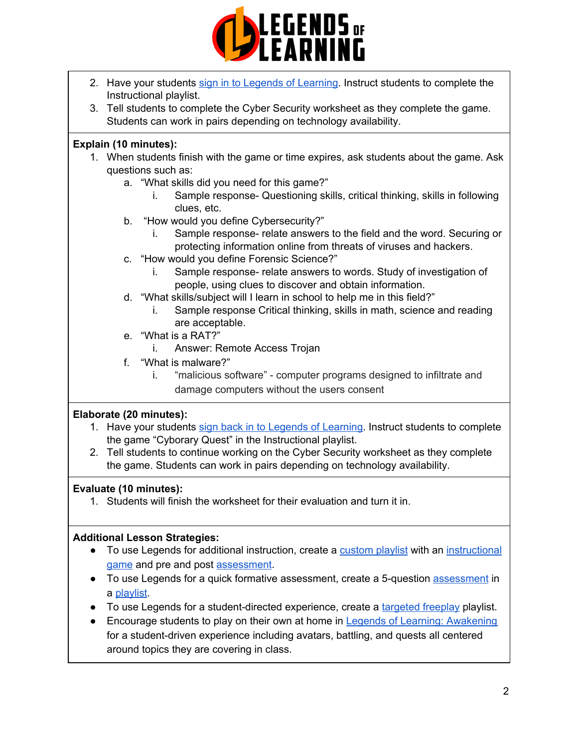2. Have your students sign in to Legends of Learning. Instruct students to complete the Instructional playlist.
3. Tell students to complete the Cyber Security worksheet as they complete the game. Students can work in pairs depending on technology availability.

**Explain (10 minutes):**

1. When students finish with the game or time expires, ask students about the game. Ask questions such as:
   a. “What skills did you need for this game?”
      i. Sample response- Questioning skills, critical thinking, skills in following clues, etc.
   b. “How would you define Cybersecurity?”
      i. Sample response- relate answers to the field and the word. Securing or protecting information online from threats of viruses and hackers.
   c. “How would you define Forensic Science?”
      i. Sample response- relate answers to words. Study of investigation of people, using clues to discover and obtain information.
   d. “What skills/subject will I learn in school to help me in this field?”
      i. Sample response Critical thinking, skills in math, science and reading are acceptable.
   e. “What is a RAT?”
      i. Answer: Remote Access Trojan
   f. “What is malware?”
      i. “malicious software” - computer programs designed to infiltrate and damage computers without the users consent

**Elaborate (20 minutes):**

1. Have your students sign back in to Legends of Learning. Instruct students to complete the game “Cyborary Quest” in the Instructional playlist.
2. Tell students to continue working on the Cyber Security worksheet as they complete the game. Students can work in pairs depending on technology availability.

**Evaluate (10 minutes):**

1. Students will finish the worksheet for their evaluation and turn it in.

**Additional Lesson Strategies:**

- To use Legends for additional instruction, create a custom playlist with an instructional game and pre and post assessment.
- To use Legends for a quick formative assessment, create a 5-question assessment in a playlist.
- To use Legends for a student-directed experience, create a targeted freeplay playlist.
- Encourage students to play on their own at home in Legends of Learning: Awakening for a student-driven experience including avatars, battling, and quests all centered around topics they are covering in class.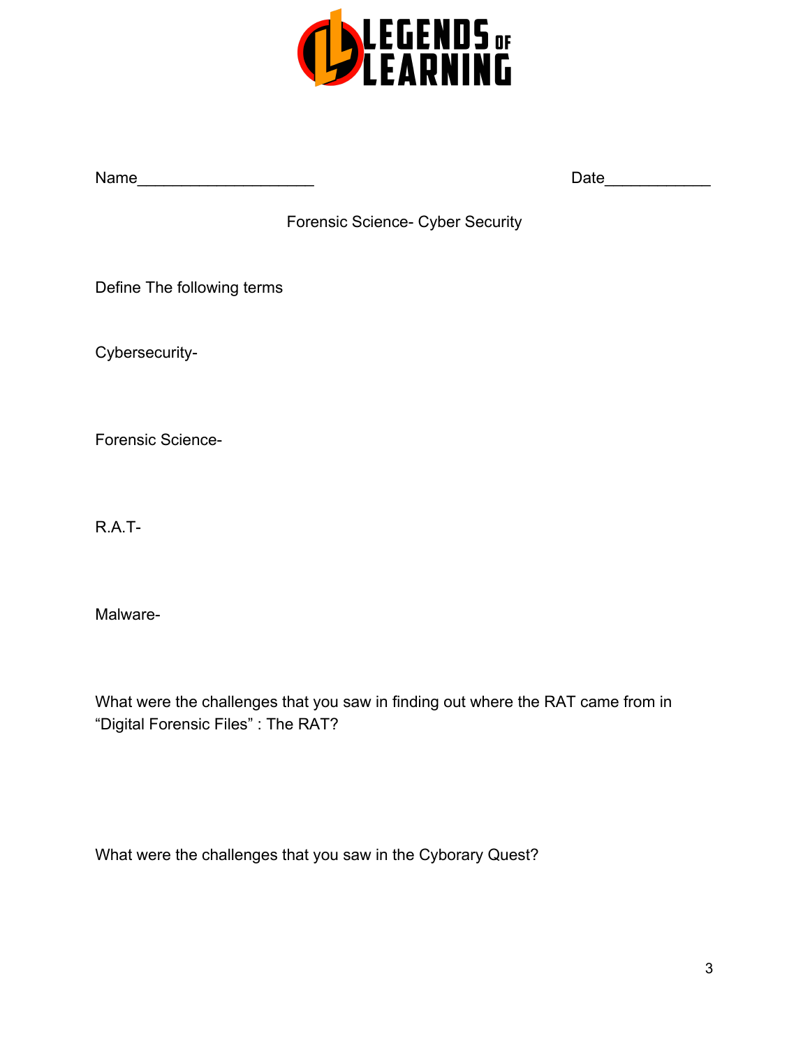LEGENDS OF LEARNING

Name____________________ Date____________

Forensic Science- Cyber Security

Define The following terms

Cybersecurity-

Forensic Science-

R.A.T-

Malware-

What were the challenges that you saw in finding out where the RAT came from in "Digital Forensic Files" : The RAT?

What were the challenges that you saw in the Cyborary Quest?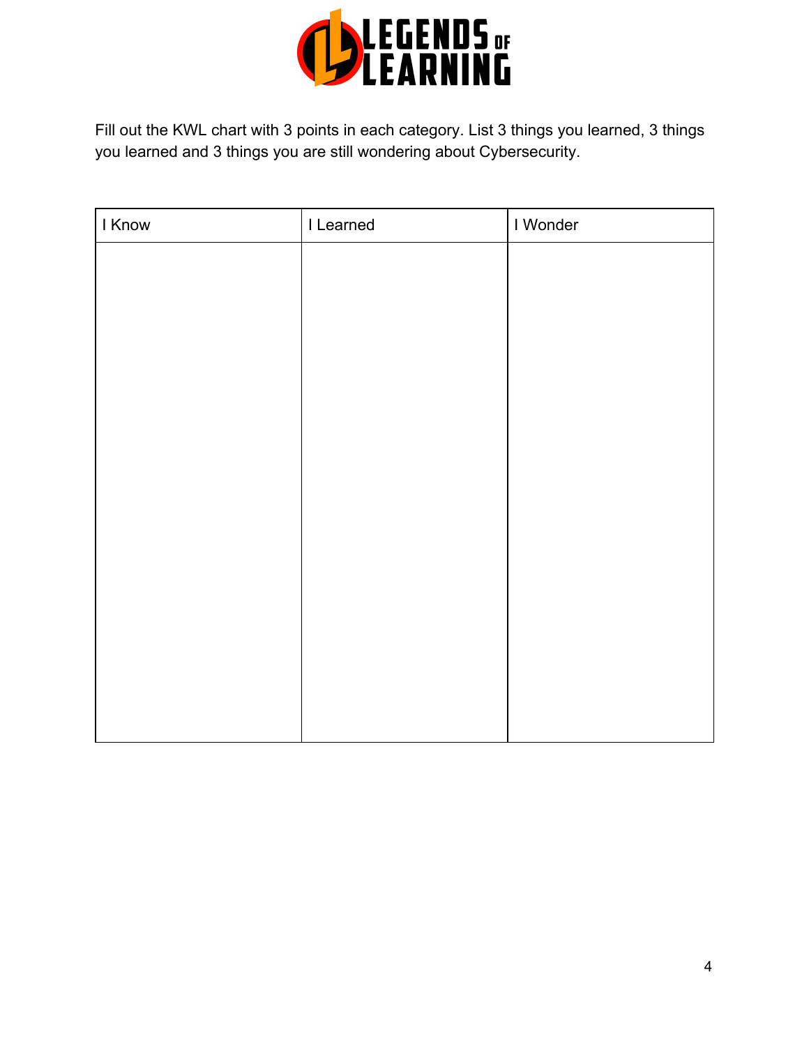Fill out the KWL chart with 3 points in each category. List 3 things you learned, 3 things you learned and 3 things you are still wondering about Cybersecurity.

| I Know | I Learned | I Wonder |
| --- | --- | --- |
| | | |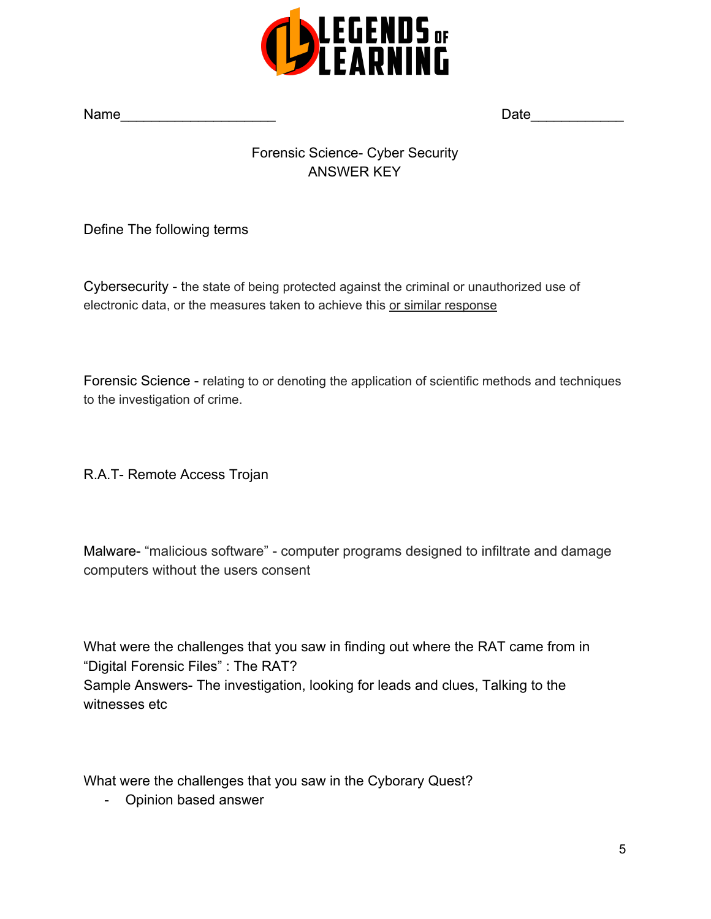Name____________________ Date____________

Forensic Science- Cyber Security
ANSWER KEY

Define The following terms

Cybersecurity - the state of being protected against the criminal or unauthorized use of electronic data, or the measures taken to achieve this <u>or similar response</u>

Forensic Science - relating to or denoting the application of scientific methods and techniques to the investigation of crime.

R.A.T- Remote Access Trojan

Malware- “malicious software” - computer programs designed to infiltrate and damage computers without the users consent

What were the challenges that you saw in finding out where the RAT came from in “Digital Forensic Files” : The RAT?
Sample Answers- The investigation, looking for leads and clues, Talking to the witnesses etc

What were the challenges that you saw in the Cyborary Quest?

- Opinion based answer